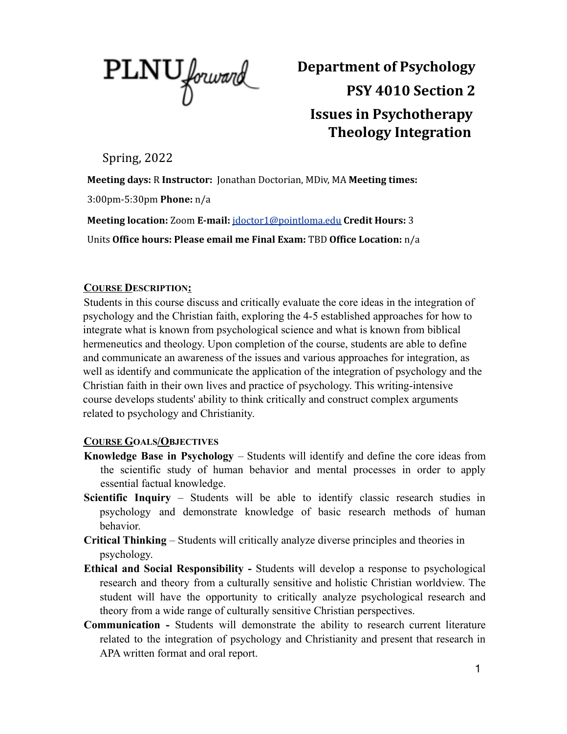PLNU *forward*

# Department of Psychology

## PSY 4010 Section 2

## Issues in Psychotherapy Theology Integration

Spring, 2022

**Meeting days:** R **Instructor:** Jonathan Doctorian, MDiv, MA **Meeting times:** 3:00pm-5:30pm **Phone:** n/a

**Meeting location:** Zoom **E-mail:** jdoctor1@pointloma.edu **Credit Hours:** 3 Units **Office hours: Please email me Final Exam:** TBD **Office Location:** n/a

### COURSE DESCRIPTION:

Students in this course discuss and critically evaluate the core ideas in the integration of psychology and the Christian faith, exploring the 4-5 established approaches for how to integrate what is known from psychological science and what is known from biblical hermeneutics and theology. Upon completion of the course, students are able to define and communicate an awareness of the issues and various approaches for integration, as well as identify and communicate the application of the integration of psychology and the Christian faith in their own lives and practice of psychology. This writing-intensive course develops students' ability to think critically and construct complex arguments related to psychology and Christianity.

### COURSE GOALS/OBJECTIVES

**Knowledge Base in Psychology** – Students will identify and define the core ideas from the scientific study of human behavior and mental processes in order to apply essential factual knowledge.

**Scientific Inquiry** – Students will be able to identify classic research studies in psychology and demonstrate knowledge of basic research methods of human behavior.

**Critical Thinking** – Students will critically analyze diverse principles and theories in psychology.

**Ethical and Social Responsibility -** Students will develop a response to psychological research and theory from a culturally sensitive and holistic Christian worldview. The student will have the opportunity to critically analyze psychological research and theory from a wide range of culturally sensitive Christian perspectives.

**Communication -** Students will demonstrate the ability to research current literature related to the integration of psychology and Christianity and present that research in APA written format and oral report.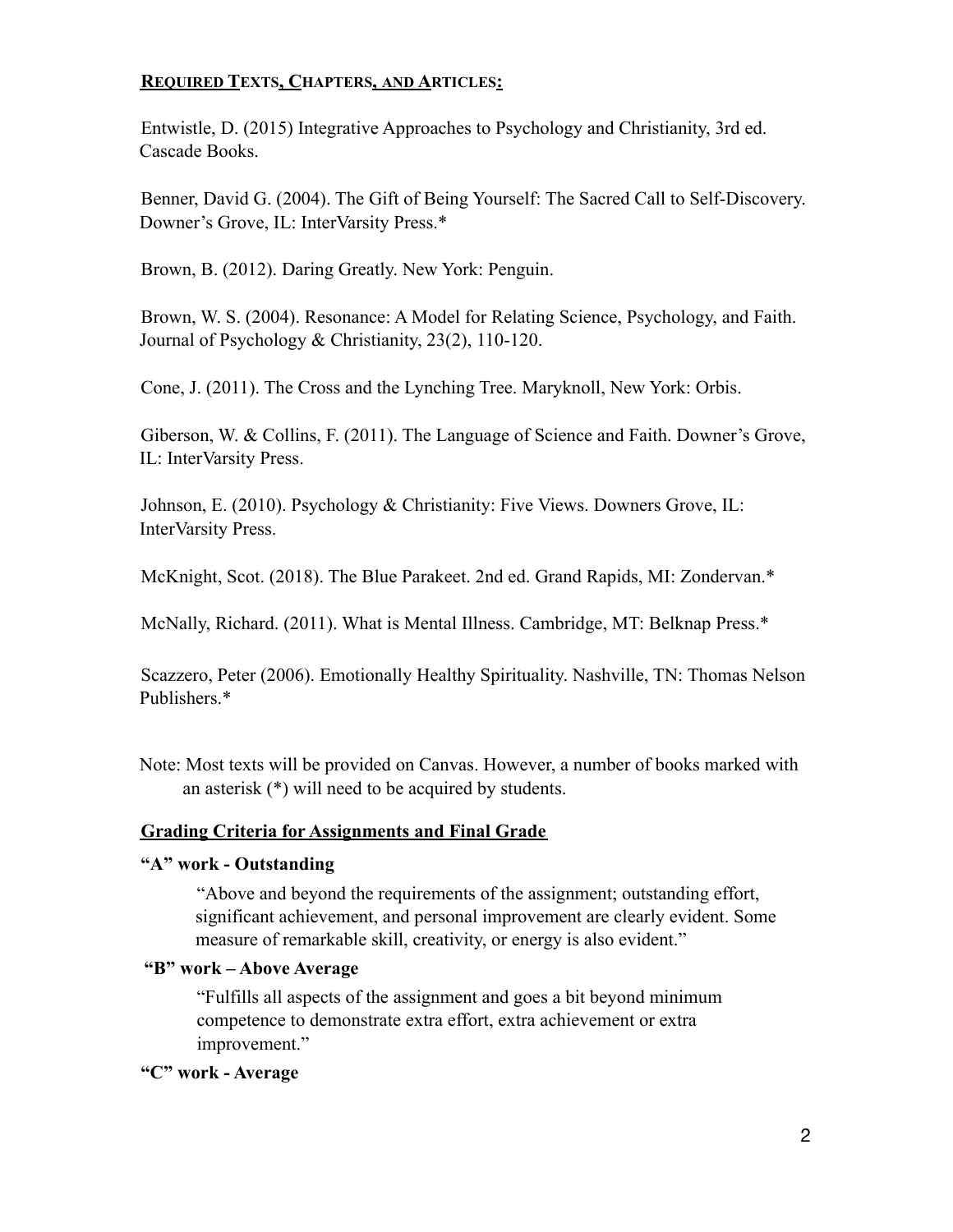## **Required Texts, Chapters, and Articles:**

Entwistle, D. (2015) Integrative Approaches to Psychology and Christianity, 3rd ed. Cascade Books.

Benner, David G. (2004). The Gift of Being Yourself: The Sacred Call to Self-Discovery. Downer's Grove, IL: InterVarsity Press.*

Brown, B. (2012). Daring Greatly. New York: Penguin.

Brown, W. S. (2004). Resonance: A Model for Relating Science, Psychology, and Faith. Journal of Psychology & Christianity, 23(2), 110-120.

Cone, J. (2011). The Cross and the Lynching Tree. Maryknoll, New York: Orbis.

Giberson, W. & Collins, F. (2011). The Language of Science and Faith. Downer's Grove, IL: InterVarsity Press.

Johnson, E. (2010). Psychology & Christianity: Five Views. Downers Grove, IL: InterVarsity Press.

McKnight, Scot. (2018). The Blue Parakeet. 2nd ed. Grand Rapids, MI: Zondervan.*

McNally, Richard. (2011). What is Mental Illness. Cambridge, MT: Belknap Press.*

Scazzero, Peter (2006). Emotionally Healthy Spirituality. Nashville, TN: Thomas Nelson Publishers.*

Note: Most texts will be provided on Canvas. However, a number of books marked with an asterisk (*) will need to be acquired by students.

## **Grading Criteria for Assignments and Final Grade**

**"A" work - Outstanding**

"Above and beyond the requirements of the assignment; outstanding effort, significant achievement, and personal improvement are clearly evident. Some measure of remarkable skill, creativity, or energy is also evident."

**"B" work – Above Average**

"Fulfills all aspects of the assignment and goes a bit beyond minimum competence to demonstrate extra effort, extra achievement or extra improvement."

**"C" work - Average**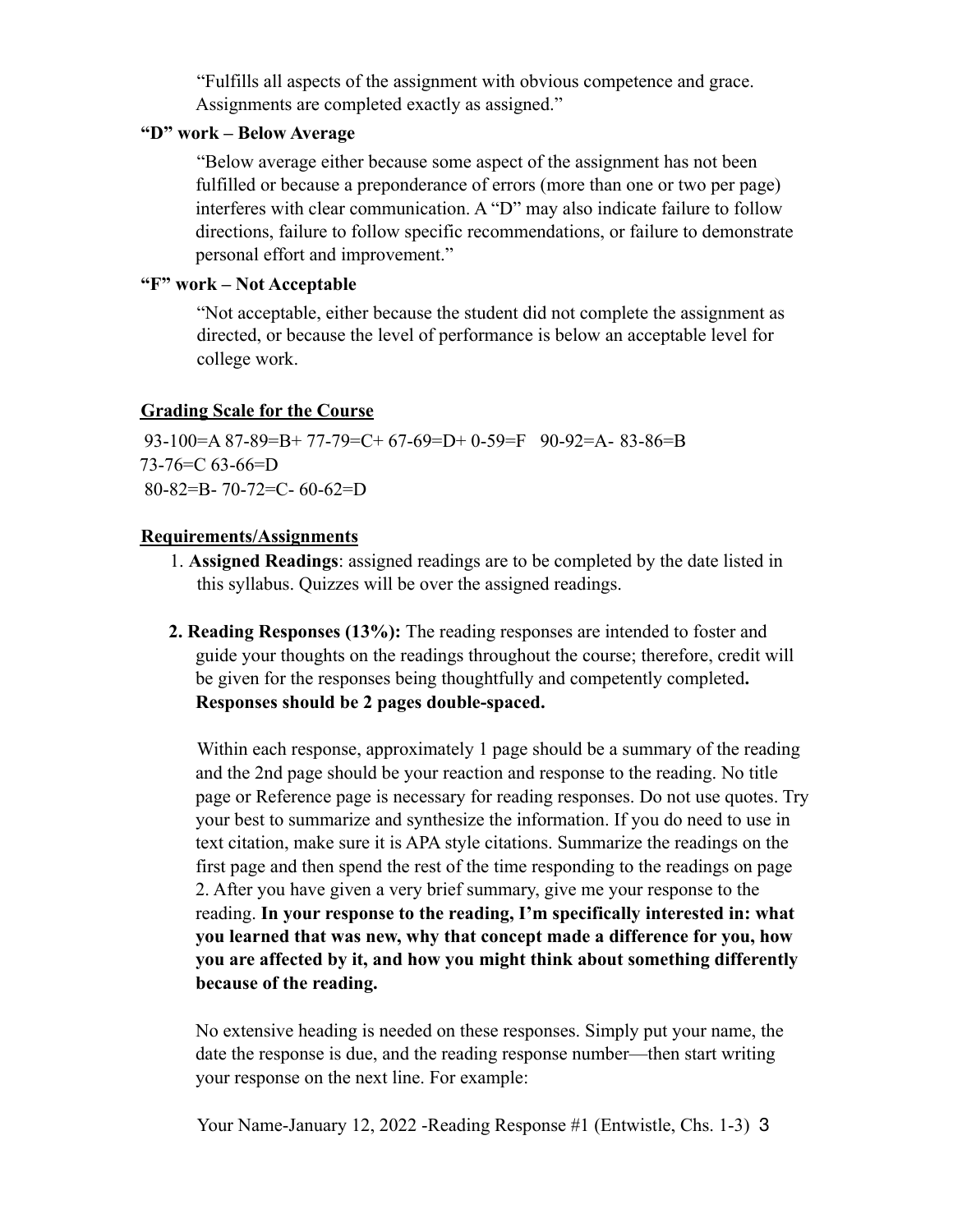"Fulfills all aspects of the assignment with obvious competence and grace. Assignments are completed exactly as assigned."

**"D" work – Below Average**

"Below average either because some aspect of the assignment has not been fulfilled or because a preponderance of errors (more than one or two per page) interferes with clear communication. A "D" may also indicate failure to follow directions, failure to follow specific recommendations, or failure to demonstrate personal effort and improvement."

**"F" work – Not Acceptable**

"Not acceptable, either because the student did not complete the assignment as directed, or because the level of performance is below an acceptable level for college work.

## Grading Scale for the Course

93-100=A 87-89=B+ 77-79=C+ 67-69=D+ 0-59=F 90-92=A- 83-86=B
73-76=C 63-66=D
80-82=B- 70-72=C- 60-62=D

## Requirements/Assignments

1. **Assigned Readings**: assigned readings are to be completed by the date listed in this syllabus. Quizzes will be over the assigned readings.

2. **Reading Responses (13%):** The reading responses are intended to foster and guide your thoughts on the readings throughout the course; therefore, credit will be given for the responses being thoughtfully and competently completed**.** **Responses should be 2 pages double-spaced.**

   Within each response, approximately 1 page should be a summary of the reading and the 2nd page should be your reaction and response to the reading. No title page or Reference page is necessary for reading responses. Do not use quotes. Try your best to summarize and synthesize the information. If you do need to use in text citation, make sure it is APA style citations. Summarize the readings on the first page and then spend the rest of the time responding to the readings on page 2. After you have given a very brief summary, give me your response to the reading. **In your response to the reading, I'm specifically interested in: what you learned that was new, why that concept made a difference for you, how you are affected by it, and how you might think about something differently because of the reading.**

   No extensive heading is needed on these responses. Simply put your name, the date the response is due, and the reading response number—then start writing your response on the next line. For example:

   Your Name-January 12, 2022 -Reading Response #1 (Entwistle, Chs. 1-3)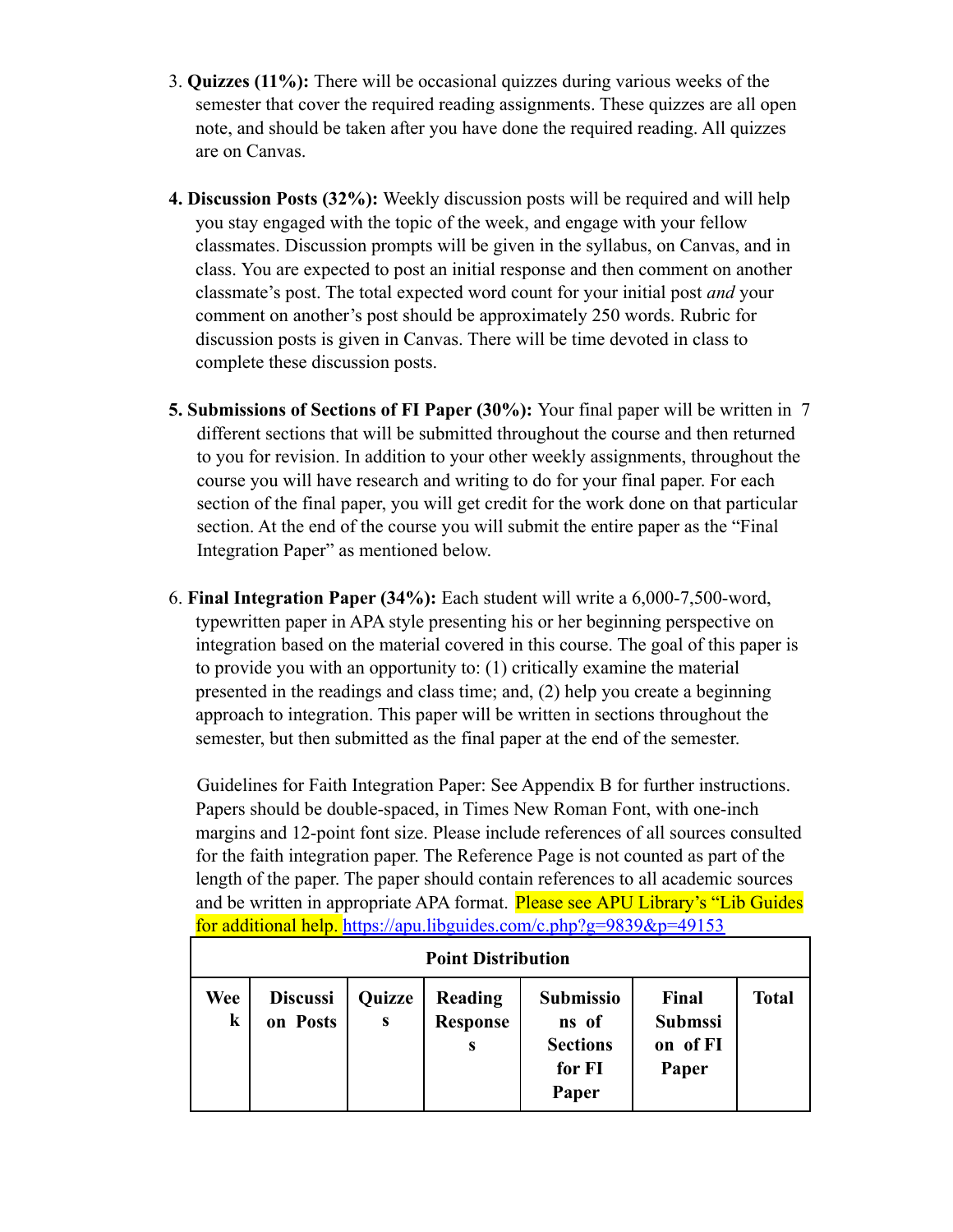3. **Quizzes (11%):** There will be occasional quizzes during various weeks of the semester that cover the required reading assignments. These quizzes are all open note, and should be taken after you have done the required reading. All quizzes are on Canvas.

4. **Discussion Posts (32%):** Weekly discussion posts will be required and will help you stay engaged with the topic of the week, and engage with your fellow classmates. Discussion prompts will be given in the syllabus, on Canvas, and in class. You are expected to post an initial response and then comment on another classmate's post. The total expected word count for your initial post *and* your comment on another's post should be approximately 250 words. Rubric for discussion posts is given in Canvas. There will be time devoted in class to complete these discussion posts.

5. **Submissions of Sections of FI Paper (30%):** Your final paper will be written in 7 different sections that will be submitted throughout the course and then returned to you for revision. In addition to your other weekly assignments, throughout the course you will have research and writing to do for your final paper. For each section of the final paper, you will get credit for the work done on that particular section. At the end of the course you will submit the entire paper as the "Final Integration Paper" as mentioned below.

6. **Final Integration Paper (34%):** Each student will write a 6,000-7,500-word, typewritten paper in APA style presenting his or her beginning perspective on integration based on the material covered in this course. The goal of this paper is to provide you with an opportunity to: (1) critically examine the material presented in the readings and class time; and, (2) help you create a beginning approach to integration. This paper will be written in sections throughout the semester, but then submitted as the final paper at the end of the semester.

   Guidelines for Faith Integration Paper: See Appendix B for further instructions. Papers should be double-spaced, in Times New Roman Font, with one-inch margins and 12-point font size. Please include references of all sources consulted for the faith integration paper. The Reference Page is not counted as part of the length of the paper. The paper should contain references to all academic sources and be written in appropriate APA format. Please see APU Library's "Lib Guides for additional help. https://apu.libguides.com/c.php?g=9839&p=49153

| Point Distribution | | | | | | |
|---|---|---|---|---|---|---|
| **Week** | **Discussion Posts** | **Quizzes** | **Reading Responses** | **Submissions of Sections for FI Paper** | **Final Submssion of FI Paper** | **Total** |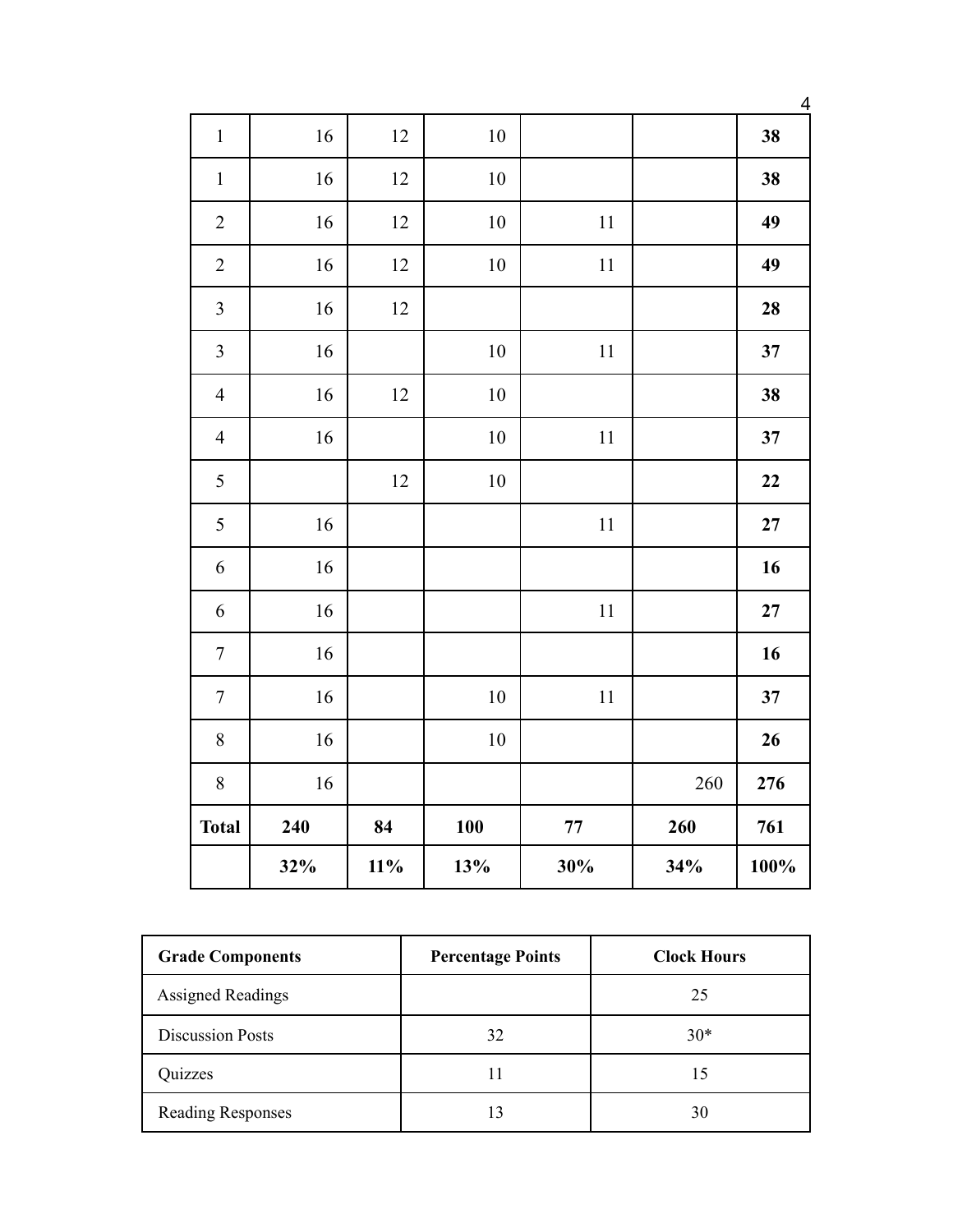| | | | | | | |
|---|---|---|---|---|---|---|
| 1 | 16 | 12 | 10 | | | **38** |
| 1 | 16 | 12 | 10 | | | **38** |
| 2 | 16 | 12 | 10 | 11 | | **49** |
| 2 | 16 | 12 | 10 | 11 | | **49** |
| 3 | 16 | 12 | | | | **28** |
| 3 | 16 | | 10 | 11 | | **37** |
| 4 | 16 | 12 | 10 | | | **38** |
| 4 | 16 | | 10 | 11 | | **37** |
| 5 | | 12 | 10 | | | **22** |
| 5 | 16 | | | 11 | | **27** |
| 6 | 16 | | | | | **16** |
| 6 | 16 | | | 11 | | **27** |
| 7 | 16 | | | | | **16** |
| 7 | 16 | | 10 | 11 | | **37** |
| 8 | 16 | | 10 | | | **26** |
| 8 | 16 | | | | 260 | **276** |
| **Total** | **240** | **84** | **100** | **77** | **260** | **761** |
| | **32%** | **11%** | **13%** | **30%** | **34%** | **100%** |

| **Grade Components** | **Percentage Points** | **Clock Hours** |
|---|---|---|
| Assigned Readings | | 25 |
| Discussion Posts | 32 | 30* |
| Quizzes | 11 | 15 |
| Reading Responses | 13 | 30 |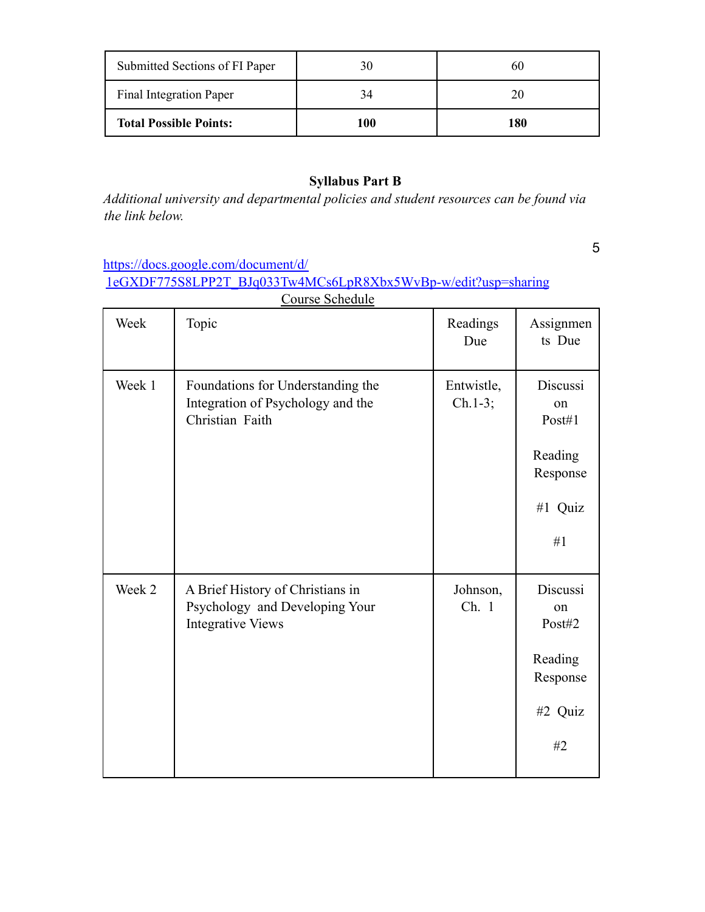| | | |
|---|---|---|
| Submitted Sections of FI Paper | 30 | 60 |
| Final Integration Paper | 34 | 20 |
| **Total Possible Points:** | **100** | **180** |

**Syllabus Part B**

*Additional university and departmental policies and student resources can be found via the link below.*

https://docs.google.com/document/d/1eGXDF775S8LPP2T_BJq033Tw4MCs6LpR8Xbx5WvBp-w/edit?usp=sharing

Course Schedule

| Week | Topic | Readings Due | Assignments Due |
|---|---|---|---|
| Week 1 | Foundations for Understanding the Integration of Psychology and the Christian Faith | Entwistle, Ch.1-3; | Discussion Post#1<br><br>Reading Response #1 Quiz #1 |
| Week 2 | A Brief History of Christians in Psychology and Developing Your Integrative Views | Johnson, Ch. 1 | Discussion Post#2<br><br>Reading Response #2 Quiz #2 |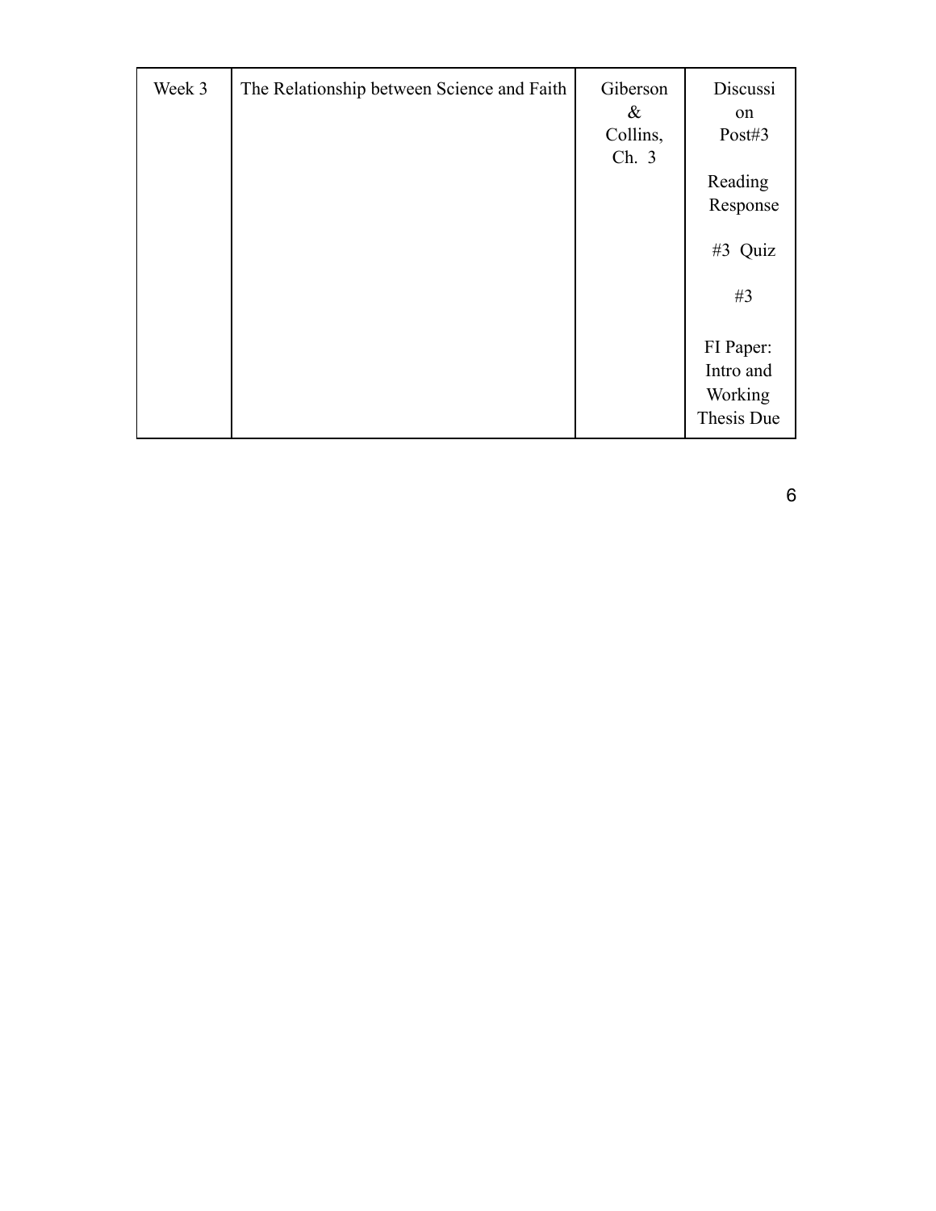| | | | |
|---|---|---|---|
| Week 3 | The Relationship between Science and Faith | Giberson & Collins, Ch. 3 | Discussion Post#3<br><br>Reading Response #3<br><br>Quiz #3<br><br>FI Paper: Intro and Working Thesis Due |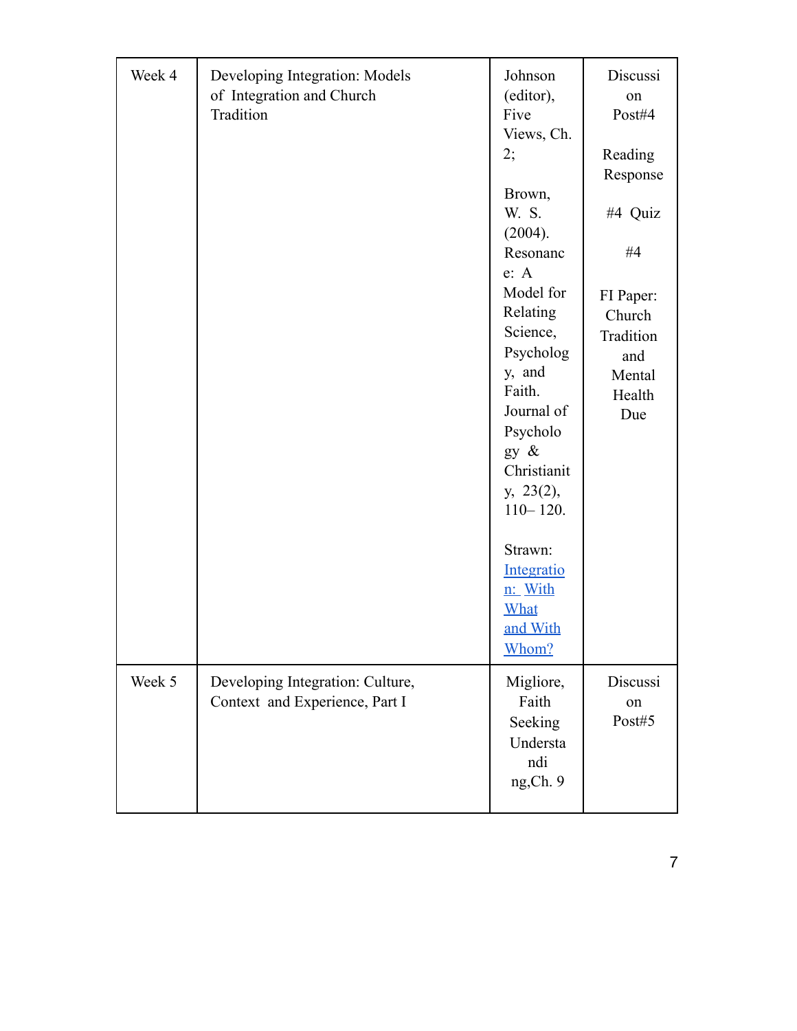| | | | |
|---|---|---|---|
| Week 4 | Developing Integration: Models of Integration and Church Tradition | Johnson (editor), Five Views, Ch. 2;<br><br>Brown, W. S. (2004). Resonance: A Model for Relating Science, Psychology, and Faith. Journal of Psychology & Christianity, 23(2), 110– 120.<br><br>Strawn: [Integration: With What and With Whom?]() | Discussion Post#4<br><br>Reading Response #4 Quiz #4<br><br>FI Paper: Church Tradition and Mental Health Due |
| Week 5 | Developing Integration: Culture, Context and Experience, Part I | Migliore, Faith Seeking Understanding, Ch. 9 | Discussion Post#5 |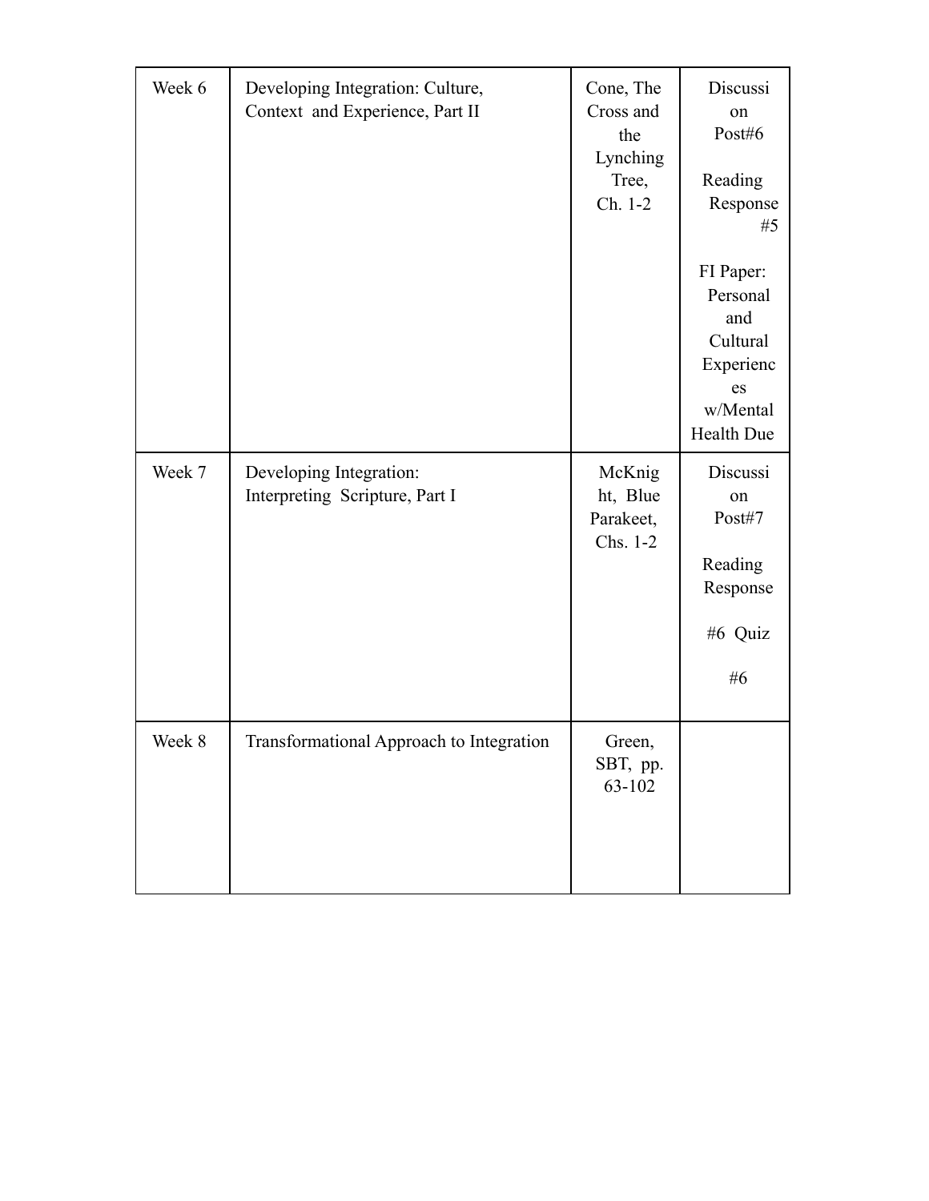| | | | |
|---|---|---|---|
| Week 6 | Developing Integration: Culture, Context and Experience, Part II | Cone, The Cross and the Lynching Tree, Ch. 1-2 | Discussion Post#6<br><br>Reading Response #5<br><br>FI Paper: Personal and Cultural Experiences w/Mental Health Due |
| Week 7 | Developing Integration: Interpreting Scripture, Part I | McKnight, Blue Parakeet, Chs. 1-2 | Discussion Post#7<br><br>Reading Response #6 Quiz #6 |
| Week 8 | Transformational Approach to Integration | Green, SBT, pp. 63-102 | |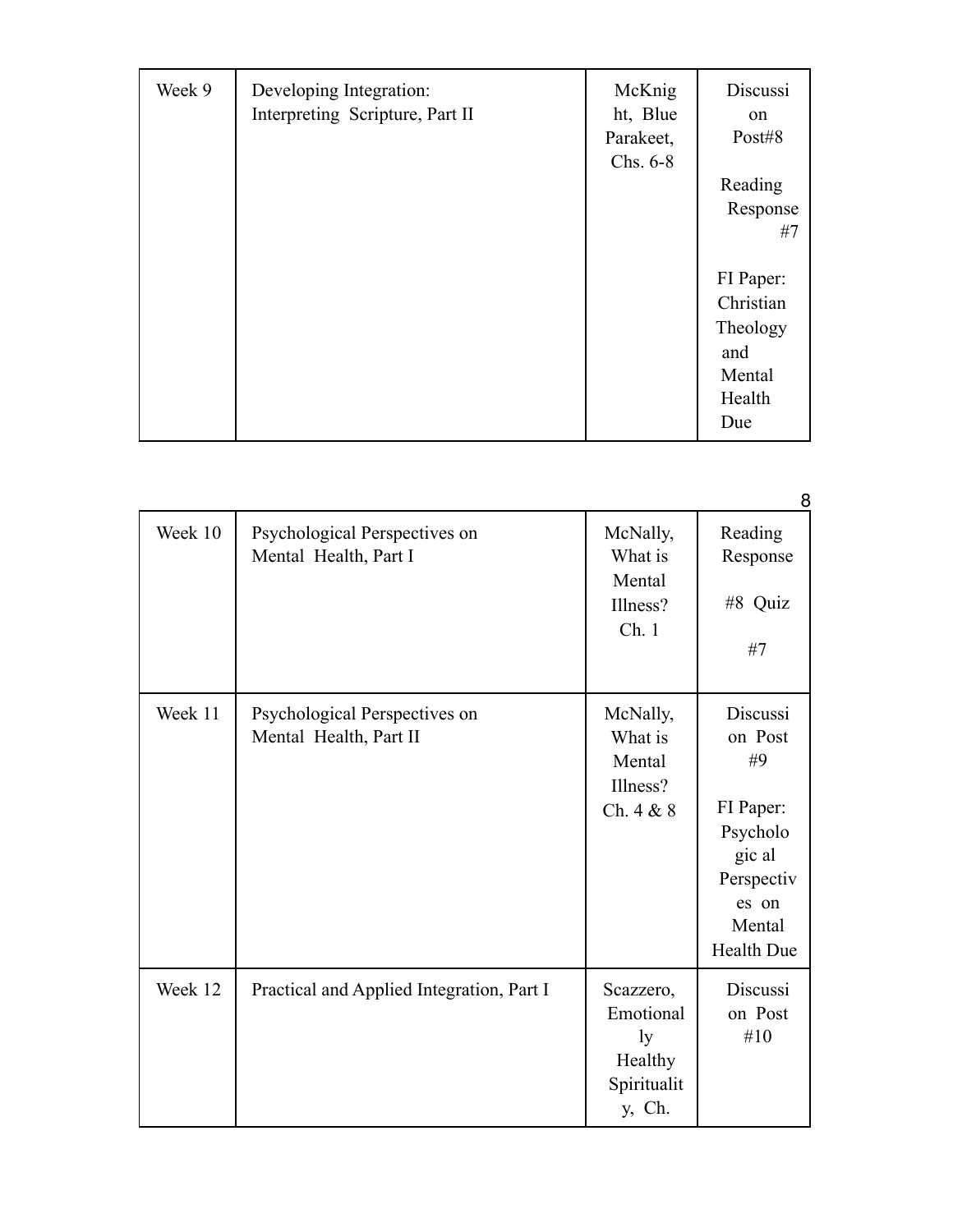| Week 9 | Developing Integration: Interpreting Scripture, Part II | McKnight, Blue Parakeet, Chs. 6-8 | Discussion Post#8<br><br>Reading Response #7<br><br>FI Paper: Christian Theology and Mental Health Due |
|---|---|---|---|

| Week 10 | Psychological Perspectives on Mental Health, Part I | McNally, What is Mental Illness? Ch. 1 | Reading Response #8 Quiz #7 |
|---|---|---|---|
| Week 11 | Psychological Perspectives on Mental Health, Part II | McNally, What is Mental Illness? Ch. 4 & 8 | Discussion Post #9<br><br>FI Paper: Psychological Perspectives on Mental Health Due |
| Week 12 | Practical and Applied Integration, Part I | Scazzero, Emotionally Healthy Spirituality, Ch. | Discussion Post #10 |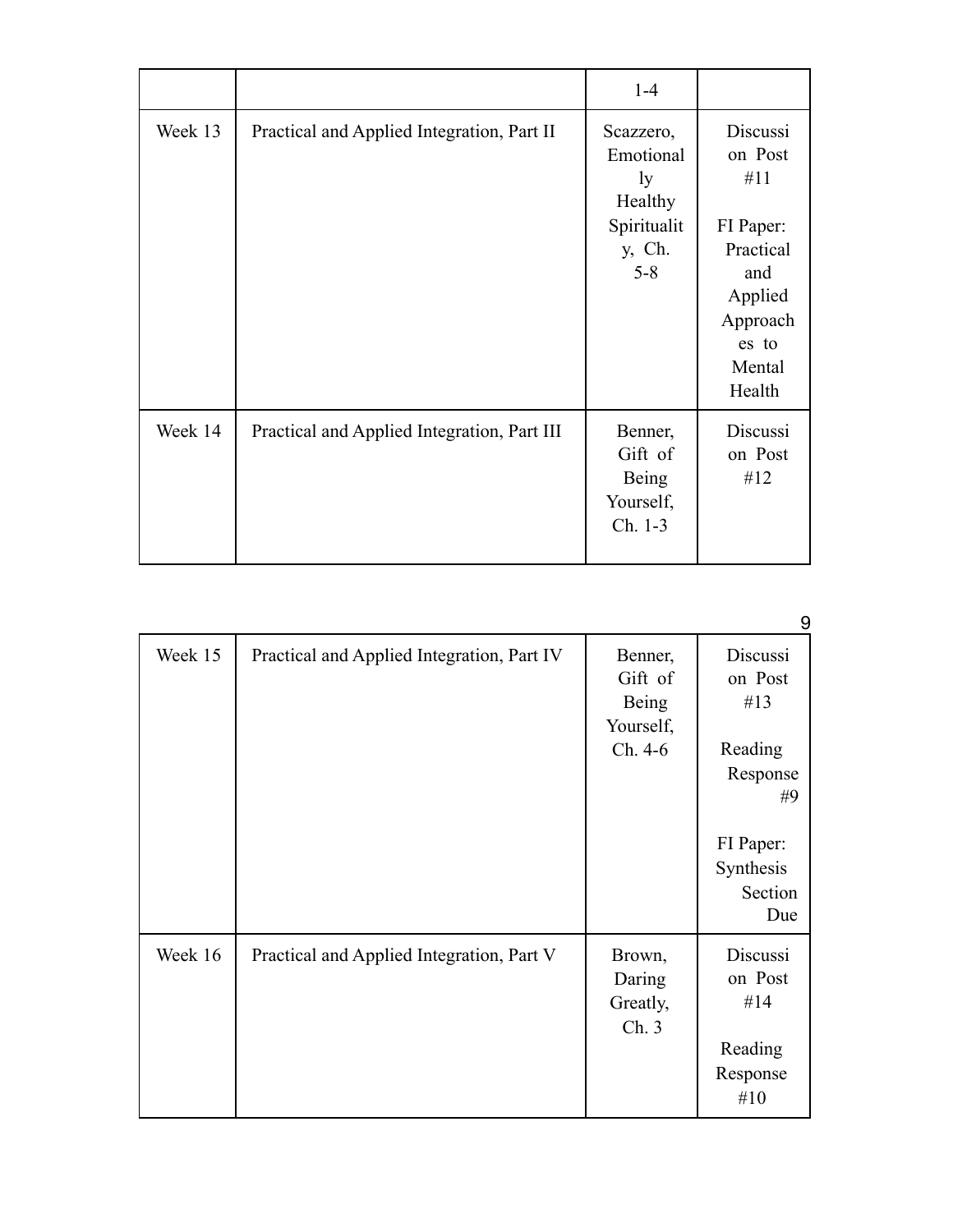| | | | |
|---|---|---|---|
| | | 1-4 | |
| Week 13 | Practical and Applied Integration, Part II | Scazzero, Emotionally Healthy Spirituality, Ch. 5-8 | Discussion Post #11<br><br>FI Paper: Practical and Applied Approaches to Mental Health |
| Week 14 | Practical and Applied Integration, Part III | Benner, Gift of Being Yourself, Ch. 1-3 | Discussion Post #12 |
| Week 15 | Practical and Applied Integration, Part IV | Benner, Gift of Being Yourself, Ch. 4-6 | Discussion Post #13<br><br>Reading Response #9<br><br>FI Paper: Synthesis Section Due |
| Week 16 | Practical and Applied Integration, Part V | Brown, Daring Greatly, Ch. 3 | Discussion Post #14<br><br>Reading Response #10 |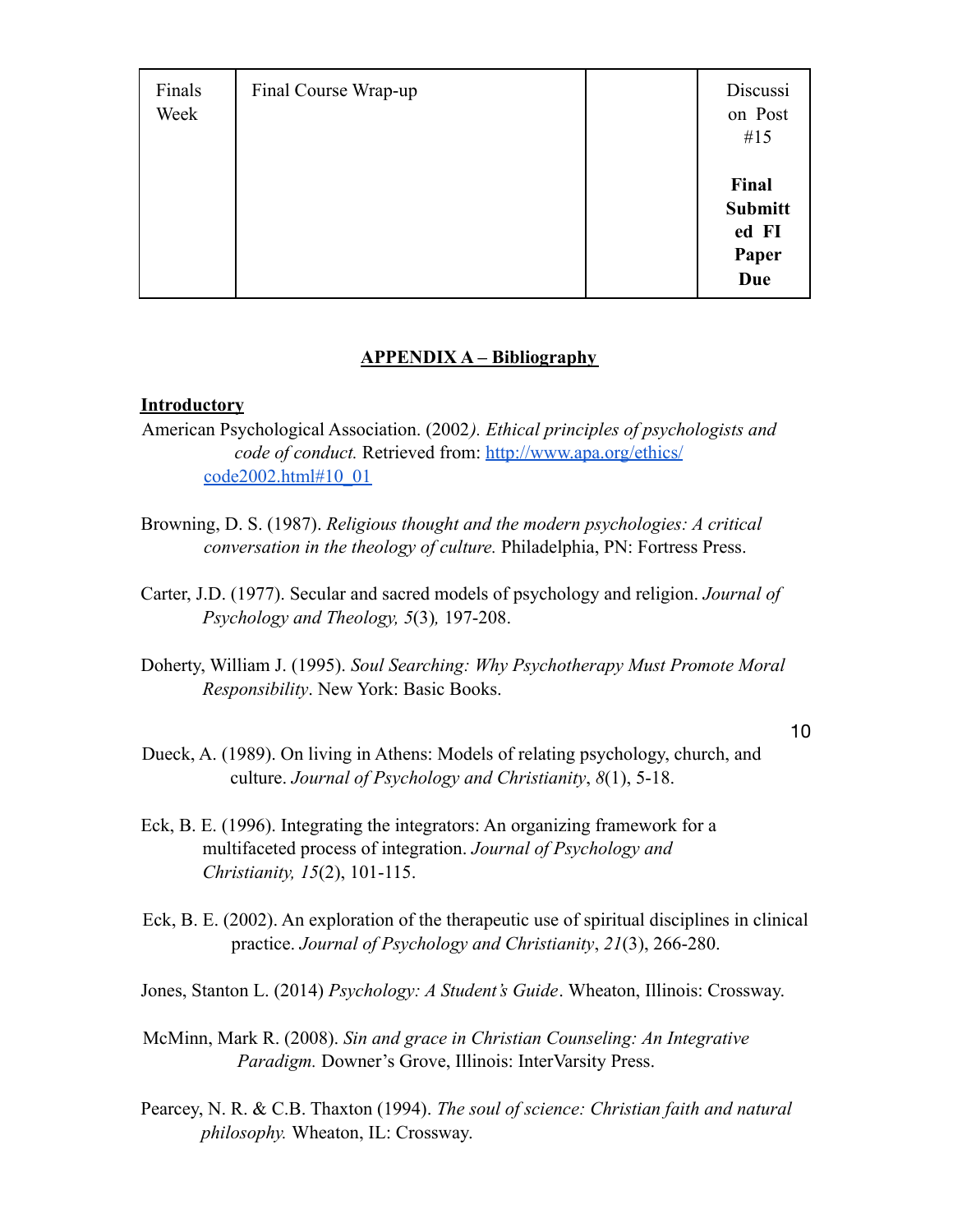| | | | |
|---|---|---|---|
| Finals Week | Final Course Wrap-up | | Discussion Post #15<br><br>**Final Submitted FI Paper Due** |

## APPENDIX A – Bibliography

### Introductory

American Psychological Association. (2002). *Ethical principles of psychologists and code of conduct.* Retrieved from: http://www.apa.org/ethics/code2002.html#10_01

Browning, D. S. (1987). *Religious thought and the modern psychologies: A critical conversation in the theology of culture.* Philadelphia, PN: Fortress Press.

Carter, J.D. (1977). Secular and sacred models of psychology and religion. *Journal of Psychology and Theology, 5*(3), 197-208.

Doherty, William J. (1995). *Soul Searching: Why Psychotherapy Must Promote Moral Responsibility*. New York: Basic Books.

Dueck, A. (1989). On living in Athens: Models of relating psychology, church, and culture. *Journal of Psychology and Christianity*, *8*(1), 5-18.

Eck, B. E. (1996). Integrating the integrators: An organizing framework for a multifaceted process of integration. *Journal of Psychology and Christianity, 15*(2), 101-115.

Eck, B. E. (2002). An exploration of the therapeutic use of spiritual disciplines in clinical practice. *Journal of Psychology and Christianity*, *21*(3), 266-280.

Jones, Stanton L. (2014) *Psychology: A Student's Guide*. Wheaton, Illinois: Crossway.

McMinn, Mark R. (2008). *Sin and grace in Christian Counseling: An Integrative Paradigm.* Downer's Grove, Illinois: InterVarsity Press.

Pearcey, N. R. & C.B. Thaxton (1994). *The soul of science: Christian faith and natural philosophy.* Wheaton, IL: Crossway.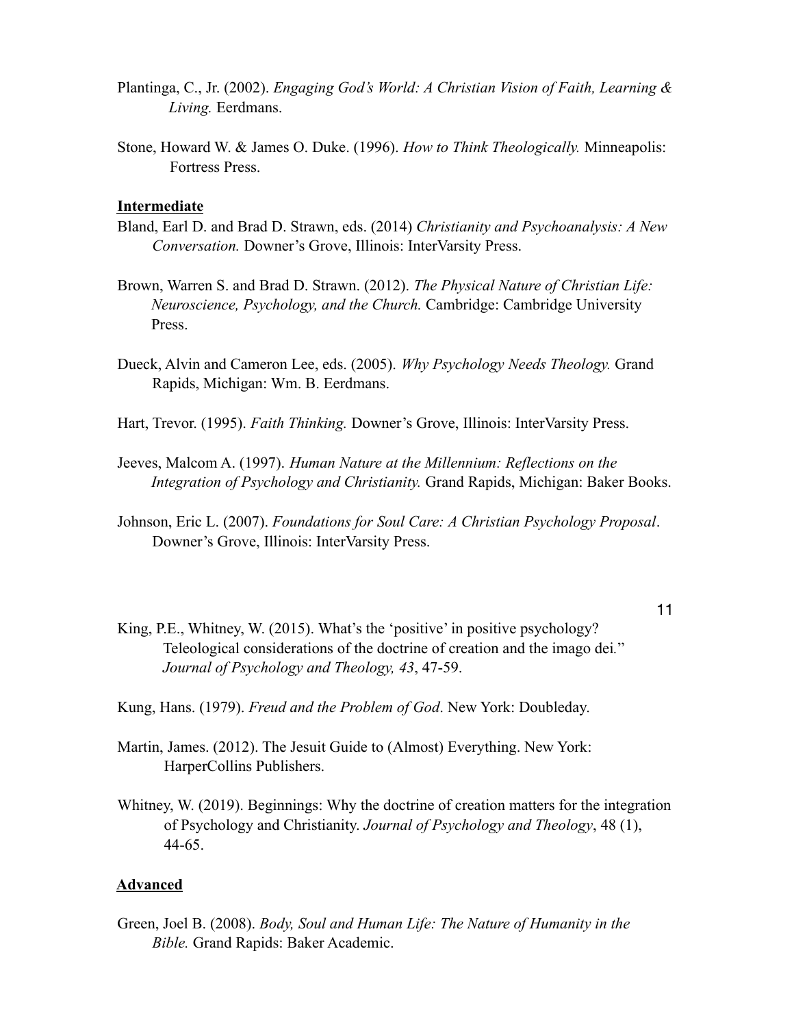Plantinga, C., Jr. (2002). *Engaging God's World: A Christian Vision of Faith, Learning & Living.* Eerdmans.

Stone, Howard W. & James O. Duke. (1996). *How to Think Theologically.* Minneapolis: Fortress Press.

**Intermediate**

Bland, Earl D. and Brad D. Strawn, eds. (2014) *Christianity and Psychoanalysis: A New Conversation.* Downer's Grove, Illinois: InterVarsity Press.

Brown, Warren S. and Brad D. Strawn. (2012). *The Physical Nature of Christian Life: Neuroscience, Psychology, and the Church.* Cambridge: Cambridge University Press.

Dueck, Alvin and Cameron Lee, eds. (2005). *Why Psychology Needs Theology.* Grand Rapids, Michigan: Wm. B. Eerdmans.

Hart, Trevor. (1995). *Faith Thinking.* Downer's Grove, Illinois: InterVarsity Press.

Jeeves, Malcom A. (1997). *Human Nature at the Millennium: Reflections on the Integration of Psychology and Christianity.* Grand Rapids, Michigan: Baker Books.

Johnson, Eric L. (2007). *Foundations for Soul Care: A Christian Psychology Proposal*. Downer's Grove, Illinois: InterVarsity Press.

King, P.E., Whitney, W. (2015). What's the 'positive' in positive psychology? Teleological considerations of the doctrine of creation and the imago dei." *Journal of Psychology and Theology, 43*, 47-59.

Kung, Hans. (1979). *Freud and the Problem of God*. New York: Doubleday.

Martin, James. (2012). The Jesuit Guide to (Almost) Everything. New York: HarperCollins Publishers.

Whitney, W. (2019). Beginnings: Why the doctrine of creation matters for the integration of Psychology and Christianity. *Journal of Psychology and Theology*, 48 (1), 44-65.

**Advanced**

Green, Joel B. (2008). *Body, Soul and Human Life: The Nature of Humanity in the Bible.* Grand Rapids: Baker Academic.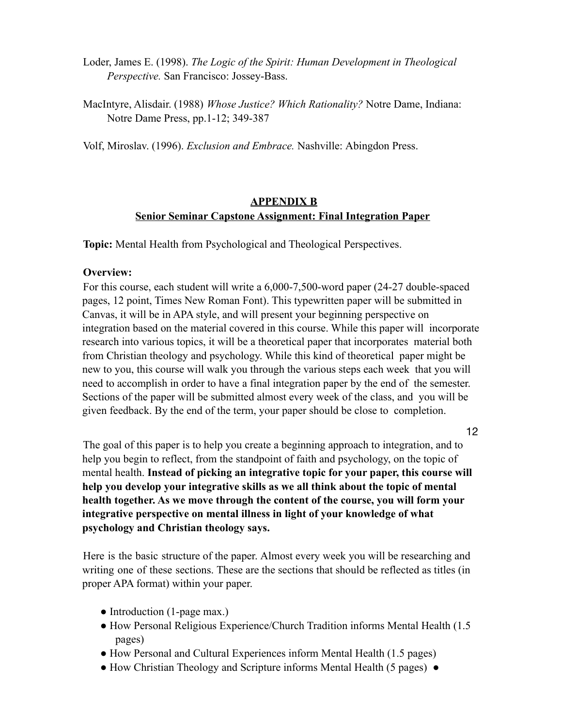Loder, James E. (1998). *The Logic of the Spirit: Human Development in Theological Perspective.* San Francisco: Jossey-Bass.

MacIntyre, Alisdair. (1988) *Whose Justice? Which Rationality?* Notre Dame, Indiana: Notre Dame Press, pp.1-12; 349-387

Volf, Miroslav. (1996). *Exclusion and Embrace.* Nashville: Abingdon Press.

## APPENDIX B

## Senior Seminar Capstone Assignment: Final Integration Paper

**Topic:** Mental Health from Psychological and Theological Perspectives.

**Overview:**

For this course, each student will write a 6,000-7,500-word paper (24-27 double-spaced pages, 12 point, Times New Roman Font). This typewritten paper will be submitted in Canvas, it will be in APA style, and will present your beginning perspective on integration based on the material covered in this course. While this paper will incorporate research into various topics, it will be a theoretical paper that incorporates material both from Christian theology and psychology. While this kind of theoretical paper might be new to you, this course will walk you through the various steps each week that you will need to accomplish in order to have a final integration paper by the end of the semester. Sections of the paper will be submitted almost every week of the class, and you will be given feedback. By the end of the term, your paper should be close to completion.

The goal of this paper is to help you create a beginning approach to integration, and to help you begin to reflect, from the standpoint of faith and psychology, on the topic of mental health. **Instead of picking an integrative topic for your paper, this course will help you develop your integrative skills as we all think about the topic of mental health together. As we move through the content of the course, you will form your integrative perspective on mental illness in light of your knowledge of what psychology and Christian theology says.**

Here is the basic structure of the paper. Almost every week you will be researching and writing one of these sections. These are the sections that should be reflected as titles (in proper APA format) within your paper.

- Introduction (1-page max.)
- How Personal Religious Experience/Church Tradition informs Mental Health (1.5 pages)
- How Personal and Cultural Experiences inform Mental Health (1.5 pages)
- How Christian Theology and Scripture informs Mental Health (5 pages)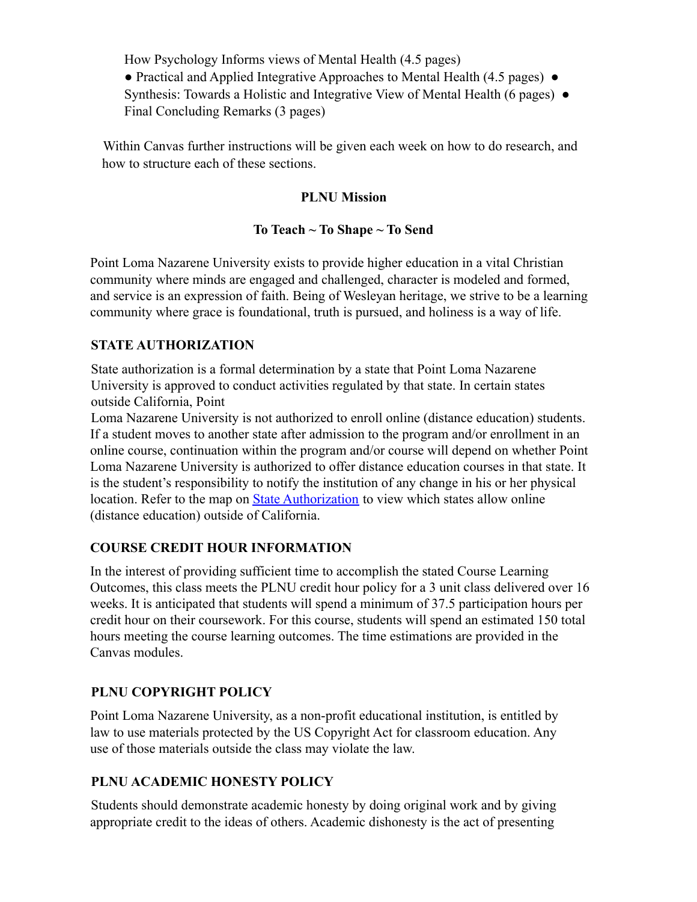- How Psychology Informs views of Mental Health (4.5 pages)
- Practical and Applied Integrative Approaches to Mental Health (4.5 pages)
- Synthesis: Towards a Holistic and Integrative View of Mental Health (6 pages)
- Final Concluding Remarks (3 pages)

Within Canvas further instructions will be given each week on how to do research, and how to structure each of these sections.

**PLNU Mission**

**To Teach ~ To Shape ~ To Send**

Point Loma Nazarene University exists to provide higher education in a vital Christian community where minds are engaged and challenged, character is modeled and formed, and service is an expression of faith. Being of Wesleyan heritage, we strive to be a learning community where grace is foundational, truth is pursued, and holiness is a way of life.

**STATE AUTHORIZATION**

State authorization is a formal determination by a state that Point Loma Nazarene University is approved to conduct activities regulated by that state. In certain states outside California, Point Loma Nazarene University is not authorized to enroll online (distance education) students. If a student moves to another state after admission to the program and/or enrollment in an online course, continuation within the program and/or course will depend on whether Point Loma Nazarene University is authorized to offer distance education courses in that state. It is the student's responsibility to notify the institution of any change in his or her physical location. Refer to the map on State Authorization to view which states allow online (distance education) outside of California.

**COURSE CREDIT HOUR INFORMATION**

In the interest of providing sufficient time to accomplish the stated Course Learning Outcomes, this class meets the PLNU credit hour policy for a 3 unit class delivered over 16 weeks. It is anticipated that students will spend a minimum of 37.5 participation hours per credit hour on their coursework. For this course, students will spend an estimated 150 total hours meeting the course learning outcomes. The time estimations are provided in the Canvas modules.

**PLNU COPYRIGHT POLICY**

Point Loma Nazarene University, as a non-profit educational institution, is entitled by law to use materials protected by the US Copyright Act for classroom education. Any use of those materials outside the class may violate the law.

**PLNU ACADEMIC HONESTY POLICY**

Students should demonstrate academic honesty by doing original work and by giving appropriate credit to the ideas of others. Academic dishonesty is the act of presenting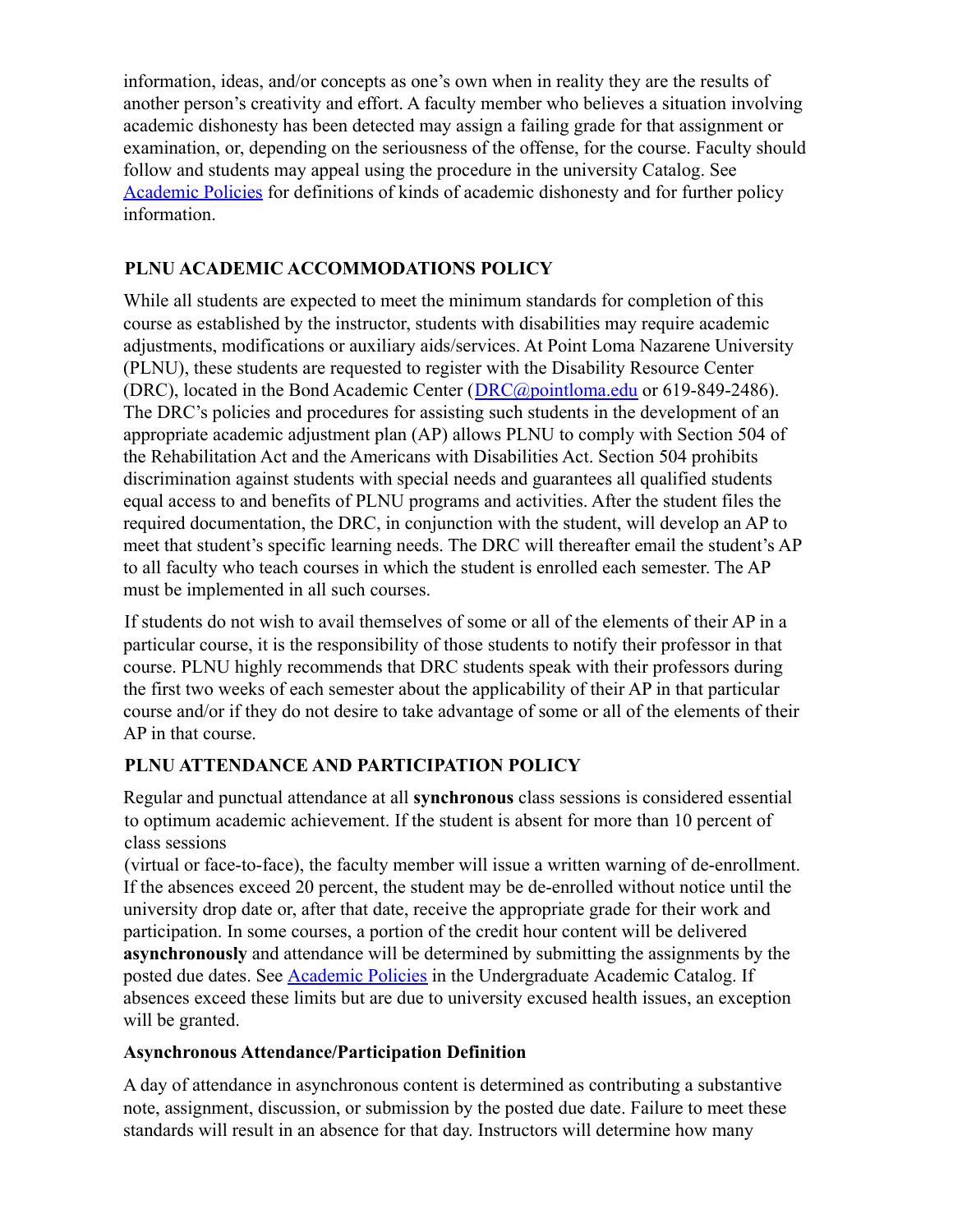information, ideas, and/or concepts as one's own when in reality they are the results of another person's creativity and effort. A faculty member who believes a situation involving academic dishonesty has been detected may assign a failing grade for that assignment or examination, or, depending on the seriousness of the offense, for the course. Faculty should follow and students may appeal using the procedure in the university Catalog. See [Academic Policies] for definitions of kinds of academic dishonesty and for further policy information.

## PLNU ACADEMIC ACCOMMODATIONS POLICY

While all students are expected to meet the minimum standards for completion of this course as established by the instructor, students with disabilities may require academic adjustments, modifications or auxiliary aids/services. At Point Loma Nazarene University (PLNU), these students are requested to register with the Disability Resource Center (DRC), located in the Bond Academic Center (DRC@pointloma.edu or 619-849-2486). The DRC's policies and procedures for assisting such students in the development of an appropriate academic adjustment plan (AP) allows PLNU to comply with Section 504 of the Rehabilitation Act and the Americans with Disabilities Act. Section 504 prohibits discrimination against students with special needs and guarantees all qualified students equal access to and benefits of PLNU programs and activities. After the student files the required documentation, the DRC, in conjunction with the student, will develop an AP to meet that student's specific learning needs. The DRC will thereafter email the student's AP to all faculty who teach courses in which the student is enrolled each semester. The AP must be implemented in all such courses.

If students do not wish to avail themselves of some or all of the elements of their AP in a particular course, it is the responsibility of those students to notify their professor in that course. PLNU highly recommends that DRC students speak with their professors during the first two weeks of each semester about the applicability of their AP in that particular course and/or if they do not desire to take advantage of some or all of the elements of their AP in that course.

## PLNU ATTENDANCE AND PARTICIPATION POLICY

Regular and punctual attendance at all **synchronous** class sessions is considered essential to optimum academic achievement. If the student is absent for more than 10 percent of class sessions (virtual or face-to-face), the faculty member will issue a written warning of de-enrollment. If the absences exceed 20 percent, the student may be de-enrolled without notice until the university drop date or, after that date, receive the appropriate grade for their work and participation. In some courses, a portion of the credit hour content will be delivered **asynchronously** and attendance will be determined by submitting the assignments by the posted due dates. See [Academic Policies] in the Undergraduate Academic Catalog. If absences exceed these limits but are due to university excused health issues, an exception will be granted.

### Asynchronous Attendance/Participation Definition

A day of attendance in asynchronous content is determined as contributing a substantive note, assignment, discussion, or submission by the posted due date. Failure to meet these standards will result in an absence for that day. Instructors will determine how many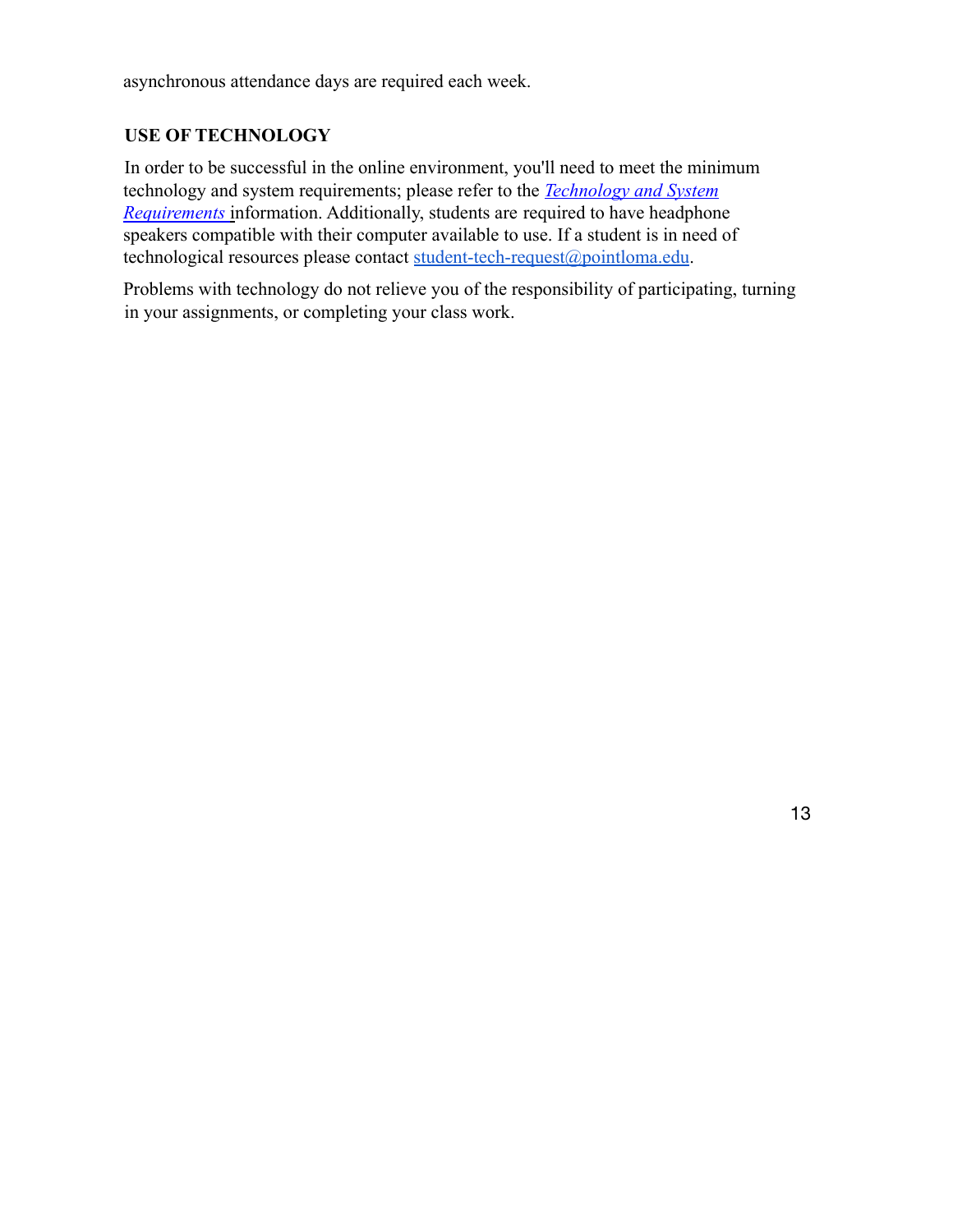asynchronous attendance days are required each week.

## USE OF TECHNOLOGY

In order to be successful in the online environment, you'll need to meet the minimum technology and system requirements; please refer to the *Technology and System Requirements* information. Additionally, students are required to have headphone speakers compatible with their computer available to use. If a student is in need of technological resources please contact student-tech-request@pointloma.edu.

Problems with technology do not relieve you of the responsibility of participating, turning in your assignments, or completing your class work.